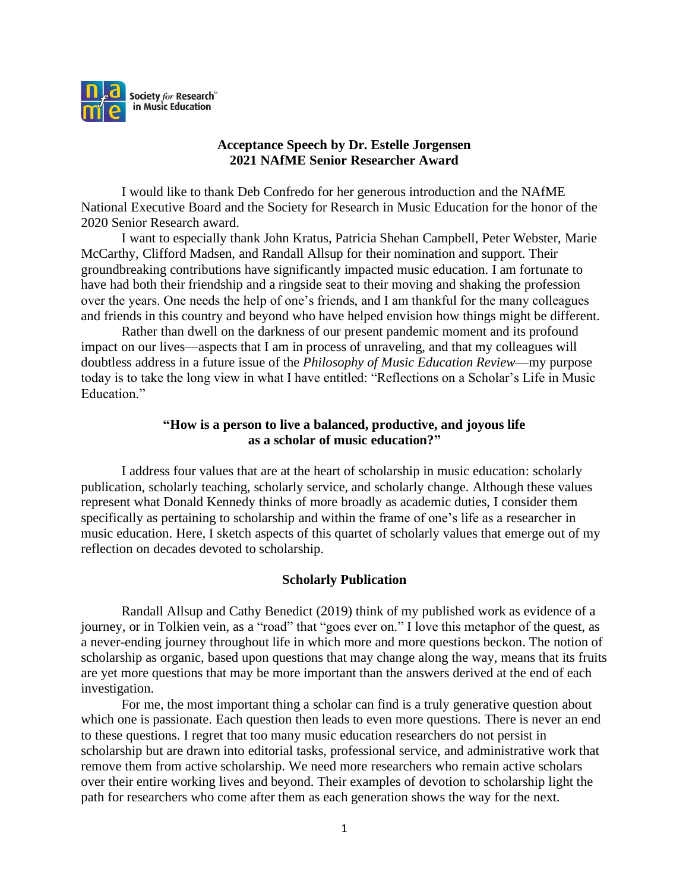**Acceptance Speech by Dr. Estelle Jorgensen**
**2021 NAfME Senior Researcher Award**

I would like to thank Deb Confredo for her generous introduction and the NAfME National Executive Board and the Society for Research in Music Education for the honor of the 2020 Senior Research award.

I want to especially thank John Kratus, Patricia Shehan Campbell, Peter Webster, Marie McCarthy, Clifford Madsen, and Randall Allsup for their nomination and support. Their groundbreaking contributions have significantly impacted music education. I am fortunate to have had both their friendship and a ringside seat to their moving and shaking the profession over the years. One needs the help of one's friends, and I am thankful for the many colleagues and friends in this country and beyond who have helped envision how things might be different.

Rather than dwell on the darkness of our present pandemic moment and its profound impact on our lives—aspects that I am in process of unraveling, and that my colleagues will doubtless address in a future issue of the *Philosophy of Music Education Review*—my purpose today is to take the long view in what I have entitled: "Reflections on a Scholar's Life in Music Education."

## "How is a person to live a balanced, productive, and joyous life as a scholar of music education?"

I address four values that are at the heart of scholarship in music education: scholarly publication, scholarly teaching, scholarly service, and scholarly change. Although these values represent what Donald Kennedy thinks of more broadly as academic duties, I consider them specifically as pertaining to scholarship and within the frame of one's life as a researcher in music education. Here, I sketch aspects of this quartet of scholarly values that emerge out of my reflection on decades devoted to scholarship.

## Scholarly Publication

Randall Allsup and Cathy Benedict (2019) think of my published work as evidence of a journey, or in Tolkien vein, as a "road" that "goes ever on." I love this metaphor of the quest, as a never-ending journey throughout life in which more and more questions beckon. The notion of scholarship as organic, based upon questions that may change along the way, means that its fruits are yet more questions that may be more important than the answers derived at the end of each investigation.

For me, the most important thing a scholar can find is a truly generative question about which one is passionate. Each question then leads to even more questions. There is never an end to these questions. I regret that too many music education researchers do not persist in scholarship but are drawn into editorial tasks, professional service, and administrative work that remove them from active scholarship. We need more researchers who remain active scholars over their entire working lives and beyond. Their examples of devotion to scholarship light the path for researchers who come after them as each generation shows the way for the next.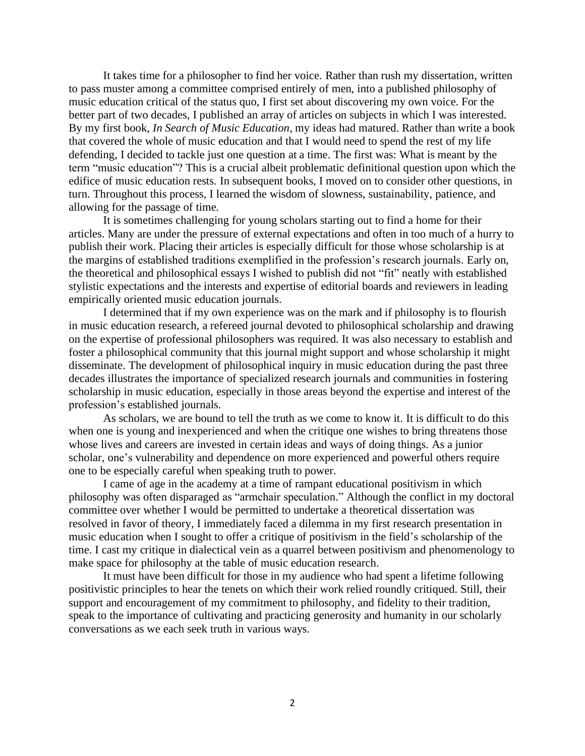It takes time for a philosopher to find her voice. Rather than rush my dissertation, written to pass muster among a committee comprised entirely of men, into a published philosophy of music education critical of the status quo, I first set about discovering my own voice. For the better part of two decades, I published an array of articles on subjects in which I was interested. By my first book, *In Search of Music Education*, my ideas had matured. Rather than write a book that covered the whole of music education and that I would need to spend the rest of my life defending, I decided to tackle just one question at a time. The first was: What is meant by the term "music education"? This is a crucial albeit problematic definitional question upon which the edifice of music education rests. In subsequent books, I moved on to consider other questions, in turn. Throughout this process, I learned the wisdom of slowness, sustainability, patience, and allowing for the passage of time.

It is sometimes challenging for young scholars starting out to find a home for their articles. Many are under the pressure of external expectations and often in too much of a hurry to publish their work. Placing their articles is especially difficult for those whose scholarship is at the margins of established traditions exemplified in the profession's research journals. Early on, the theoretical and philosophical essays I wished to publish did not "fit" neatly with established stylistic expectations and the interests and expertise of editorial boards and reviewers in leading empirically oriented music education journals.

I determined that if my own experience was on the mark and if philosophy is to flourish in music education research, a refereed journal devoted to philosophical scholarship and drawing on the expertise of professional philosophers was required. It was also necessary to establish and foster a philosophical community that this journal might support and whose scholarship it might disseminate. The development of philosophical inquiry in music education during the past three decades illustrates the importance of specialized research journals and communities in fostering scholarship in music education, especially in those areas beyond the expertise and interest of the profession's established journals.

As scholars, we are bound to tell the truth as we come to know it. It is difficult to do this when one is young and inexperienced and when the critique one wishes to bring threatens those whose lives and careers are invested in certain ideas and ways of doing things. As a junior scholar, one's vulnerability and dependence on more experienced and powerful others require one to be especially careful when speaking truth to power.

I came of age in the academy at a time of rampant educational positivism in which philosophy was often disparaged as "armchair speculation." Although the conflict in my doctoral committee over whether I would be permitted to undertake a theoretical dissertation was resolved in favor of theory, I immediately faced a dilemma in my first research presentation in music education when I sought to offer a critique of positivism in the field's scholarship of the time. I cast my critique in dialectical vein as a quarrel between positivism and phenomenology to make space for philosophy at the table of music education research.

It must have been difficult for those in my audience who had spent a lifetime following positivistic principles to hear the tenets on which their work relied roundly critiqued. Still, their support and encouragement of my commitment to philosophy, and fidelity to their tradition, speak to the importance of cultivating and practicing generosity and humanity in our scholarly conversations as we each seek truth in various ways.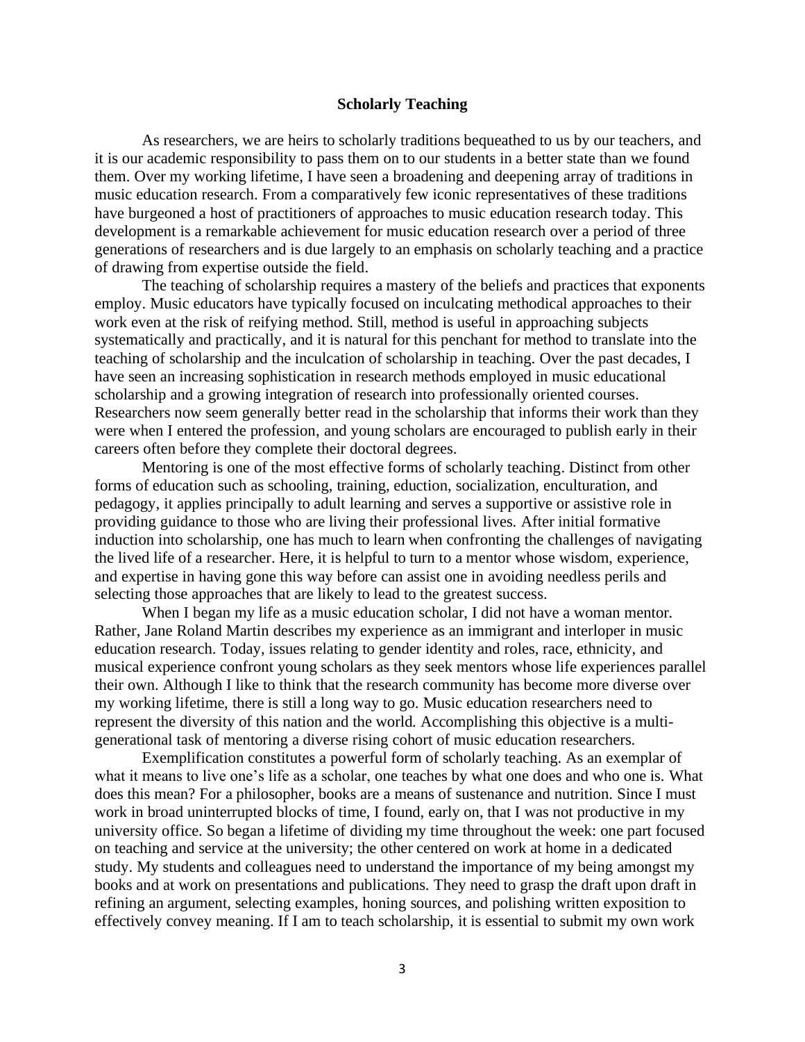## Scholarly Teaching

As researchers, we are heirs to scholarly traditions bequeathed to us by our teachers, and it is our academic responsibility to pass them on to our students in a better state than we found them. Over my working lifetime, I have seen a broadening and deepening array of traditions in music education research. From a comparatively few iconic representatives of these traditions have burgeoned a host of practitioners of approaches to music education research today. This development is a remarkable achievement for music education research over a period of three generations of researchers and is due largely to an emphasis on scholarly teaching and a practice of drawing from expertise outside the field.

The teaching of scholarship requires a mastery of the beliefs and practices that exponents employ. Music educators have typically focused on inculcating methodical approaches to their work even at the risk of reifying method. Still, method is useful in approaching subjects systematically and practically, and it is natural for this penchant for method to translate into the teaching of scholarship and the inculcation of scholarship in teaching. Over the past decades, I have seen an increasing sophistication in research methods employed in music educational scholarship and a growing integration of research into professionally oriented courses. Researchers now seem generally better read in the scholarship that informs their work than they were when I entered the profession, and young scholars are encouraged to publish early in their careers often before they complete their doctoral degrees.

Mentoring is one of the most effective forms of scholarly teaching. Distinct from other forms of education such as schooling, training, eduction, socialization, enculturation, and pedagogy, it applies principally to adult learning and serves a supportive or assistive role in providing guidance to those who are living their professional lives. After initial formative induction into scholarship, one has much to learn when confronting the challenges of navigating the lived life of a researcher. Here, it is helpful to turn to a mentor whose wisdom, experience, and expertise in having gone this way before can assist one in avoiding needless perils and selecting those approaches that are likely to lead to the greatest success.

When I began my life as a music education scholar, I did not have a woman mentor. Rather, Jane Roland Martin describes my experience as an immigrant and interloper in music education research. Today, issues relating to gender identity and roles, race, ethnicity, and musical experience confront young scholars as they seek mentors whose life experiences parallel their own. Although I like to think that the research community has become more diverse over my working lifetime, there is still a long way to go. Music education researchers need to represent the diversity of this nation and the world. Accomplishing this objective is a multi-generational task of mentoring a diverse rising cohort of music education researchers.

Exemplification constitutes a powerful form of scholarly teaching. As an exemplar of what it means to live one's life as a scholar, one teaches by what one does and who one is. What does this mean? For a philosopher, books are a means of sustenance and nutrition. Since I must work in broad uninterrupted blocks of time, I found, early on, that I was not productive in my university office. So began a lifetime of dividing my time throughout the week: one part focused on teaching and service at the university; the other centered on work at home in a dedicated study. My students and colleagues need to understand the importance of my being amongst my books and at work on presentations and publications. They need to grasp the draft upon draft in refining an argument, selecting examples, honing sources, and polishing written exposition to effectively convey meaning. If I am to teach scholarship, it is essential to submit my own work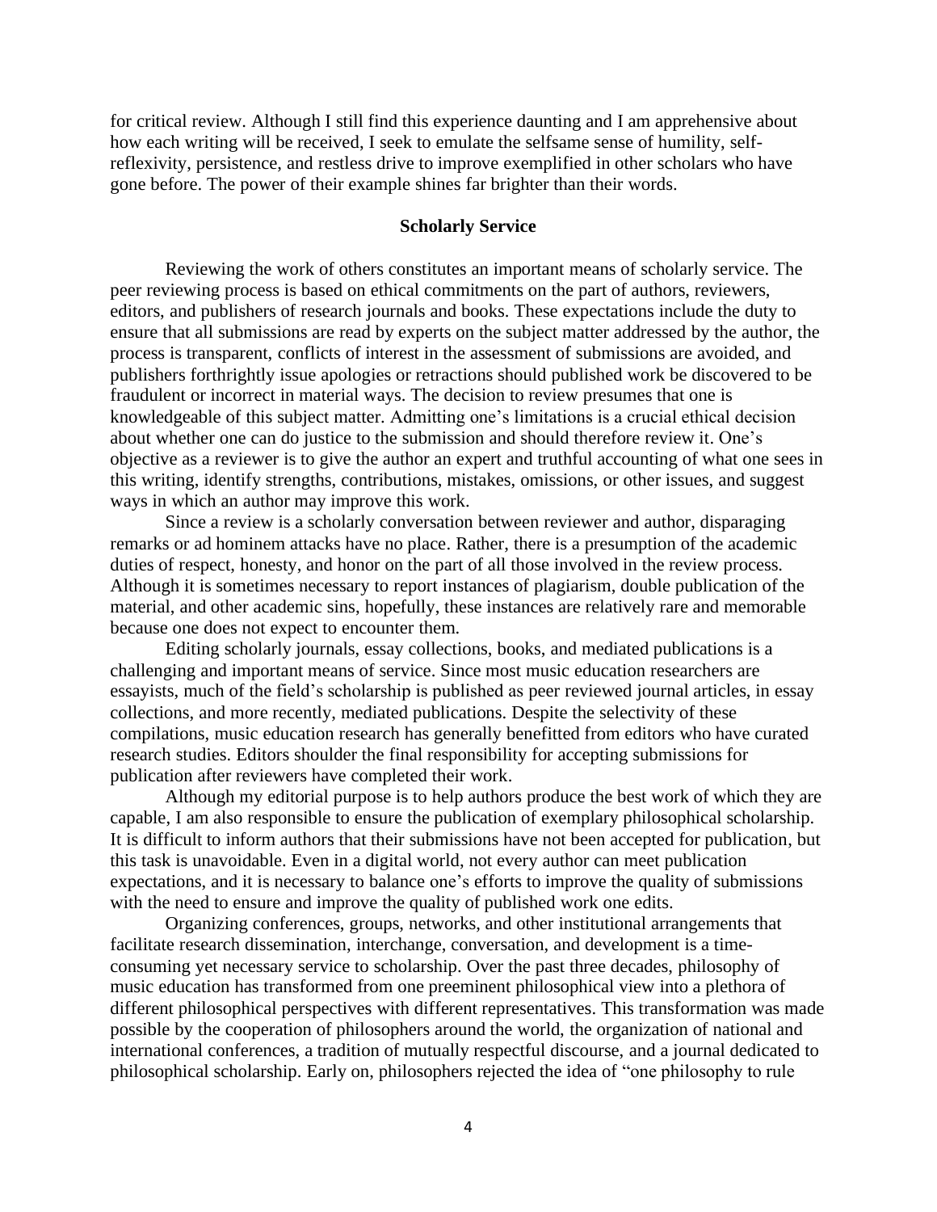for critical review. Although I still find this experience daunting and I am apprehensive about how each writing will be received, I seek to emulate the selfsame sense of humility, self-reflexivity, persistence, and restless drive to improve exemplified in other scholars who have gone before. The power of their example shines far brighter than their words.

## Scholarly Service

Reviewing the work of others constitutes an important means of scholarly service. The peer reviewing process is based on ethical commitments on the part of authors, reviewers, editors, and publishers of research journals and books. These expectations include the duty to ensure that all submissions are read by experts on the subject matter addressed by the author, the process is transparent, conflicts of interest in the assessment of submissions are avoided, and publishers forthrightly issue apologies or retractions should published work be discovered to be fraudulent or incorrect in material ways. The decision to review presumes that one is knowledgeable of this subject matter. Admitting one's limitations is a crucial ethical decision about whether one can do justice to the submission and should therefore review it. One's objective as a reviewer is to give the author an expert and truthful accounting of what one sees in this writing, identify strengths, contributions, mistakes, omissions, or other issues, and suggest ways in which an author may improve this work.

Since a review is a scholarly conversation between reviewer and author, disparaging remarks or ad hominem attacks have no place. Rather, there is a presumption of the academic duties of respect, honesty, and honor on the part of all those involved in the review process. Although it is sometimes necessary to report instances of plagiarism, double publication of the material, and other academic sins, hopefully, these instances are relatively rare and memorable because one does not expect to encounter them.

Editing scholarly journals, essay collections, books, and mediated publications is a challenging and important means of service. Since most music education researchers are essayists, much of the field's scholarship is published as peer reviewed journal articles, in essay collections, and more recently, mediated publications. Despite the selectivity of these compilations, music education research has generally benefitted from editors who have curated research studies. Editors shoulder the final responsibility for accepting submissions for publication after reviewers have completed their work.

Although my editorial purpose is to help authors produce the best work of which they are capable, I am also responsible to ensure the publication of exemplary philosophical scholarship. It is difficult to inform authors that their submissions have not been accepted for publication, but this task is unavoidable. Even in a digital world, not every author can meet publication expectations, and it is necessary to balance one's efforts to improve the quality of submissions with the need to ensure and improve the quality of published work one edits.

Organizing conferences, groups, networks, and other institutional arrangements that facilitate research dissemination, interchange, conversation, and development is a time-consuming yet necessary service to scholarship. Over the past three decades, philosophy of music education has transformed from one preeminent philosophical view into a plethora of different philosophical perspectives with different representatives. This transformation was made possible by the cooperation of philosophers around the world, the organization of national and international conferences, a tradition of mutually respectful discourse, and a journal dedicated to philosophical scholarship. Early on, philosophers rejected the idea of "one philosophy to rule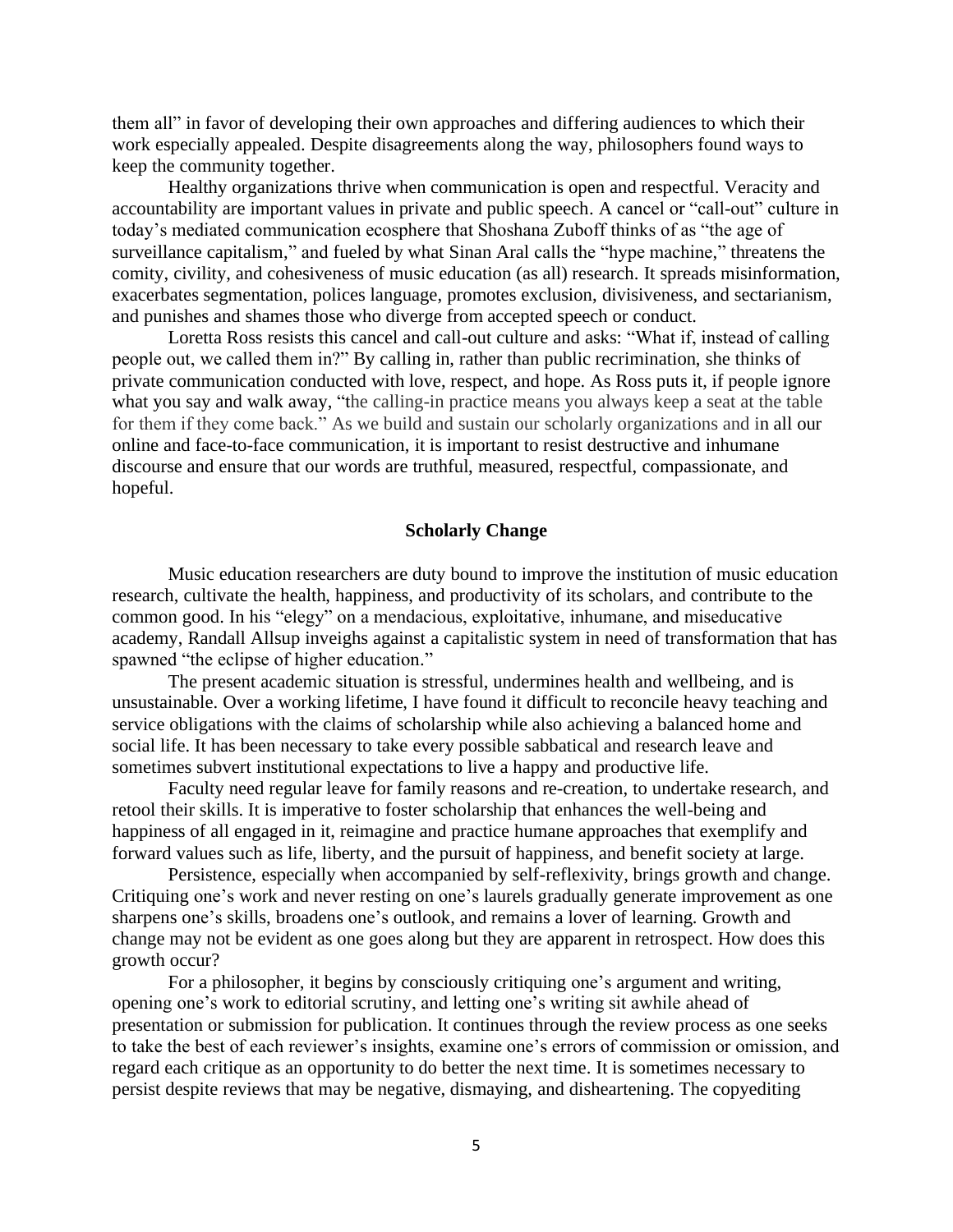them all" in favor of developing their own approaches and differing audiences to which their work especially appealed. Despite disagreements along the way, philosophers found ways to keep the community together.

Healthy organizations thrive when communication is open and respectful. Veracity and accountability are important values in private and public speech. A cancel or "call-out" culture in today's mediated communication ecosphere that Shoshana Zuboff thinks of as "the age of surveillance capitalism," and fueled by what Sinan Aral calls the "hype machine," threatens the comity, civility, and cohesiveness of music education (as all) research. It spreads misinformation, exacerbates segmentation, polices language, promotes exclusion, divisiveness, and sectarianism, and punishes and shames those who diverge from accepted speech or conduct.

Loretta Ross resists this cancel and call-out culture and asks: "What if, instead of calling people out, we called them in?" By calling in, rather than public recrimination, she thinks of private communication conducted with love, respect, and hope. As Ross puts it, if people ignore what you say and walk away, "the calling-in practice means you always keep a seat at the table for them if they come back." As we build and sustain our scholarly organizations and in all our online and face-to-face communication, it is important to resist destructive and inhumane discourse and ensure that our words are truthful, measured, respectful, compassionate, and hopeful.

## Scholarly Change

Music education researchers are duty bound to improve the institution of music education research, cultivate the health, happiness, and productivity of its scholars, and contribute to the common good. In his "elegy" on a mendacious, exploitative, inhumane, and miseducative academy, Randall Allsup inveighs against a capitalistic system in need of transformation that has spawned "the eclipse of higher education."

The present academic situation is stressful, undermines health and wellbeing, and is unsustainable. Over a working lifetime, I have found it difficult to reconcile heavy teaching and service obligations with the claims of scholarship while also achieving a balanced home and social life. It has been necessary to take every possible sabbatical and research leave and sometimes subvert institutional expectations to live a happy and productive life.

Faculty need regular leave for family reasons and re-creation, to undertake research, and retool their skills. It is imperative to foster scholarship that enhances the well-being and happiness of all engaged in it, reimagine and practice humane approaches that exemplify and forward values such as life, liberty, and the pursuit of happiness, and benefit society at large.

Persistence, especially when accompanied by self-reflexivity, brings growth and change. Critiquing one's work and never resting on one's laurels gradually generate improvement as one sharpens one's skills, broadens one's outlook, and remains a lover of learning. Growth and change may not be evident as one goes along but they are apparent in retrospect. How does this growth occur?

For a philosopher, it begins by consciously critiquing one's argument and writing, opening one's work to editorial scrutiny, and letting one's writing sit awhile ahead of presentation or submission for publication. It continues through the review process as one seeks to take the best of each reviewer's insights, examine one's errors of commission or omission, and regard each critique as an opportunity to do better the next time. It is sometimes necessary to persist despite reviews that may be negative, dismaying, and disheartening. The copyediting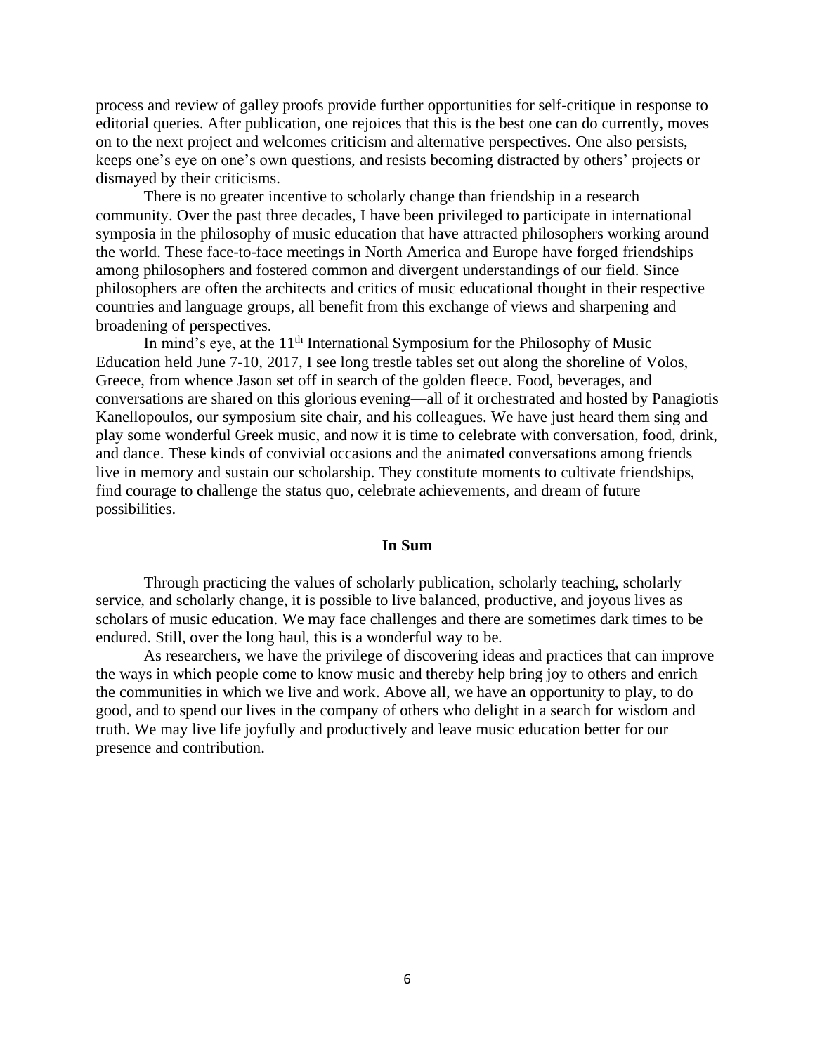process and review of galley proofs provide further opportunities for self-critique in response to editorial queries. After publication, one rejoices that this is the best one can do currently, moves on to the next project and welcomes criticism and alternative perspectives. One also persists, keeps one's eye on one's own questions, and resists becoming distracted by others' projects or dismayed by their criticisms.

There is no greater incentive to scholarly change than friendship in a research community. Over the past three decades, I have been privileged to participate in international symposia in the philosophy of music education that have attracted philosophers working around the world. These face-to-face meetings in North America and Europe have forged friendships among philosophers and fostered common and divergent understandings of our field. Since philosophers are often the architects and critics of music educational thought in their respective countries and language groups, all benefit from this exchange of views and sharpening and broadening of perspectives.

In mind's eye, at the 11th International Symposium for the Philosophy of Music Education held June 7-10, 2017, I see long trestle tables set out along the shoreline of Volos, Greece, from whence Jason set off in search of the golden fleece. Food, beverages, and conversations are shared on this glorious evening—all of it orchestrated and hosted by Panagiotis Kanellopoulos, our symposium site chair, and his colleagues. We have just heard them sing and play some wonderful Greek music, and now it is time to celebrate with conversation, food, drink, and dance. These kinds of convivial occasions and the animated conversations among friends live in memory and sustain our scholarship. They constitute moments to cultivate friendships, find courage to challenge the status quo, celebrate achievements, and dream of future possibilities.

## In Sum

Through practicing the values of scholarly publication, scholarly teaching, scholarly service, and scholarly change, it is possible to live balanced, productive, and joyous lives as scholars of music education. We may face challenges and there are sometimes dark times to be endured. Still, over the long haul, this is a wonderful way to be.

As researchers, we have the privilege of discovering ideas and practices that can improve the ways in which people come to know music and thereby help bring joy to others and enrich the communities in which we live and work. Above all, we have an opportunity to play, to do good, and to spend our lives in the company of others who delight in a search for wisdom and truth. We may live life joyfully and productively and leave music education better for our presence and contribution.